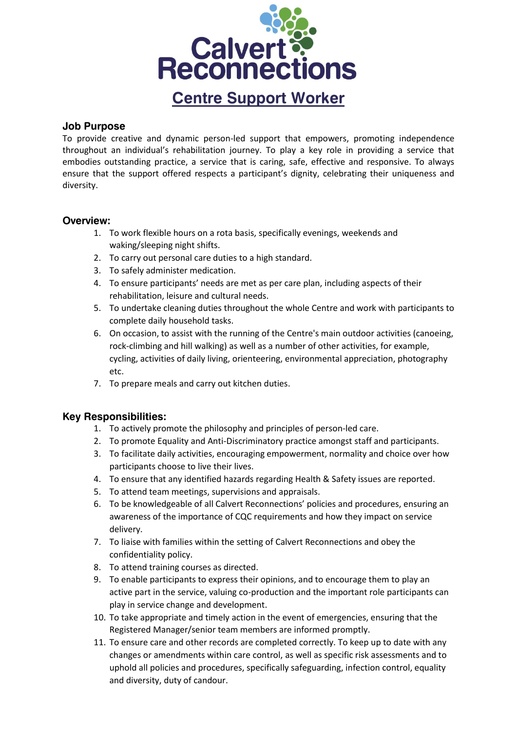# Calvert Reconnections

## Centre Support Worker

### Job Purpose

To provide creative and dynamic person-led support that empowers, promoting independence throughout an individual's rehabilitation journey. To play a key role in providing a service that embodies outstanding practice, a service that is caring, safe, effective and responsive. To always ensure that the support offered respects a participant's dignity, celebrating their uniqueness and diversity.

### Overview:

1. To work flexible hours on a rota basis, specifically evenings, weekends and waking/sleeping night shifts.
2. To carry out personal care duties to a high standard.
3. To safely administer medication.
4. To ensure participants' needs are met as per care plan, including aspects of their rehabilitation, leisure and cultural needs.
5. To undertake cleaning duties throughout the whole Centre and work with participants to complete daily household tasks.
6. On occasion, to assist with the running of the Centre's main outdoor activities (canoeing, rock-climbing and hill walking) as well as a number of other activities, for example, cycling, activities of daily living, orienteering, environmental appreciation, photography etc.
7. To prepare meals and carry out kitchen duties.

### Key Responsibilities:

1. To actively promote the philosophy and principles of person-led care.
2. To promote Equality and Anti-Discriminatory practice amongst staff and participants.
3. To facilitate daily activities, encouraging empowerment, normality and choice over how participants choose to live their lives.
4. To ensure that any identified hazards regarding Health & Safety issues are reported.
5. To attend team meetings, supervisions and appraisals.
6. To be knowledgeable of all Calvert Reconnections' policies and procedures, ensuring an awareness of the importance of CQC requirements and how they impact on service delivery.
7. To liaise with families within the setting of Calvert Reconnections and obey the confidentiality policy.
8. To attend training courses as directed.
9. To enable participants to express their opinions, and to encourage them to play an active part in the service, valuing co-production and the important role participants can play in service change and development.
10. To take appropriate and timely action in the event of emergencies, ensuring that the Registered Manager/senior team members are informed promptly.
11. To ensure care and other records are completed correctly. To keep up to date with any changes or amendments within care control, as well as specific risk assessments and to uphold all policies and procedures, specifically safeguarding, infection control, equality and diversity, duty of candour.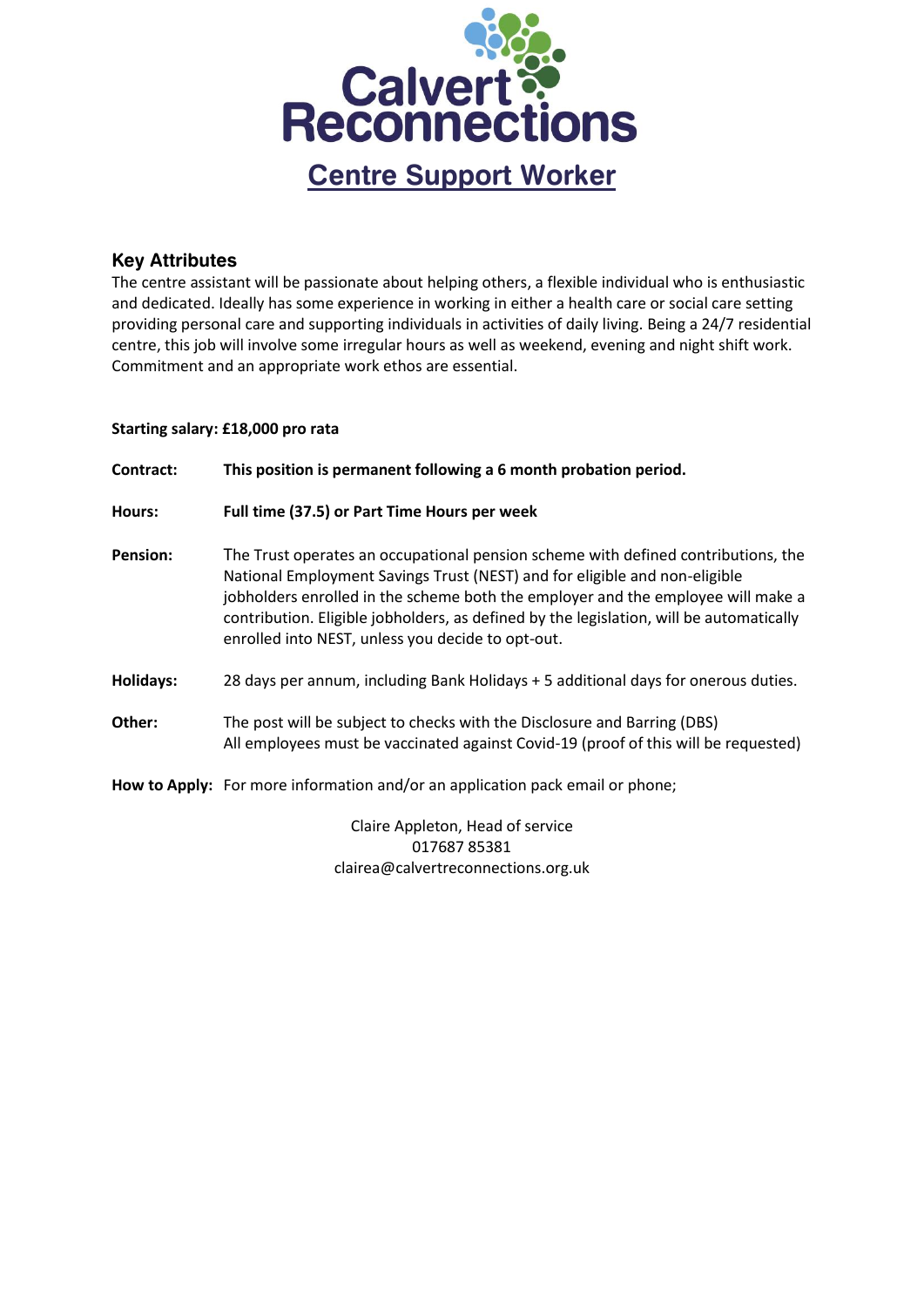Calvert Reconnections

# Centre Support Worker

## Key Attributes

The centre assistant will be passionate about helping others, a flexible individual who is enthusiastic and dedicated. Ideally has some experience in working in either a health care or social care setting providing personal care and supporting individuals in activities of daily living. Being a 24/7 residential centre, this job will involve some irregular hours as well as weekend, evening and night shift work. Commitment and an appropriate work ethos are essential.

**Starting salary: £18,000 pro rata**

**Contract:** **This position is permanent following a 6 month probation period.**

**Hours:** **Full time (37.5) or Part Time Hours per week**

**Pension:** The Trust operates an occupational pension scheme with defined contributions, the National Employment Savings Trust (NEST) and for eligible and non-eligible jobholders enrolled in the scheme both the employer and the employee will make a contribution. Eligible jobholders, as defined by the legislation, will be automatically enrolled into NEST, unless you decide to opt-out.

**Holidays:** 28 days per annum, including Bank Holidays + 5 additional days for onerous duties.

**Other:** The post will be subject to checks with the Disclosure and Barring (DBS)
All employees must be vaccinated against Covid-19 (proof of this will be requested)

**How to Apply:** For more information and/or an application pack email or phone;

Claire Appleton, Head of service
017687 85381
clairea@calvertreconnections.org.uk